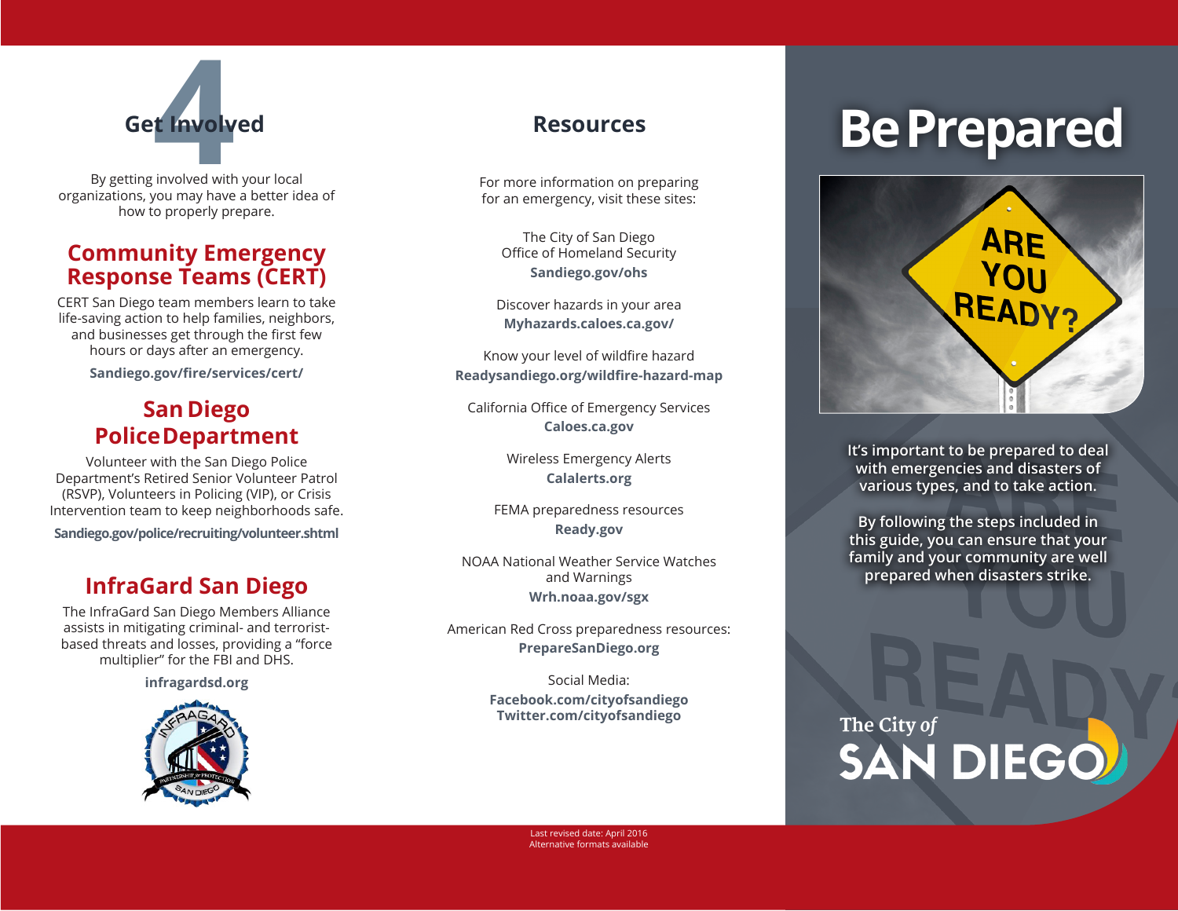## 4 Get Involved

By getting involved with your local organizations, you may have a better idea of how to properly prepare.

### Community Emergency Response Teams (CERT)

CERT San Diego team members learn to take life-saving action to help families, neighbors, and businesses get through the first few hours or days after an emergency.

**Sandiego.gov/fire/services/cert/**

### San Diego Police Department

Volunteer with the San Diego Police Department's Retired Senior Volunteer Patrol (RSVP), Volunteers in Policing (VIP), or Crisis Intervention team to keep neighborhoods safe.

**Sandiego.gov/police/recruiting/volunteer.shtml**

### InfraGard San Diego

The InfraGard San Diego Members Alliance assists in mitigating criminal- and terrorist-based threats and losses, providing a "force multiplier" for the FBI and DHS.

**infragardsd.org**

## Resources

For more information on preparing for an emergency, visit these sites:

The City of San Diego Office of Homeland Security
**Sandiego.gov/ohs**

Discover hazards in your area
**Myhazards.caloes.ca.gov/**

Know your level of wildfire hazard
**Readysandiego.org/wildfire-hazard-map**

California Office of Emergency Services
**Caloes.ca.gov**

Wireless Emergency Alerts
**Calalerts.org**

FEMA preparedness resources
**Ready.gov**

NOAA National Weather Service Watches and Warnings
**Wrh.noaa.gov/sgx**

American Red Cross preparedness resources:
**PrepareSanDiego.org**

Social Media:
**Facebook.com/cityofsandiego**
**Twitter.com/cityofsandiego**

Last revised date: April 2016
Alternative formats available

# Be Prepared

It's important to be prepared to deal with emergencies and disasters of various types, and to take action.

By following the steps included in this guide, you can ensure that your family and your community are well prepared when disasters strike.

The City of SAN DIEGO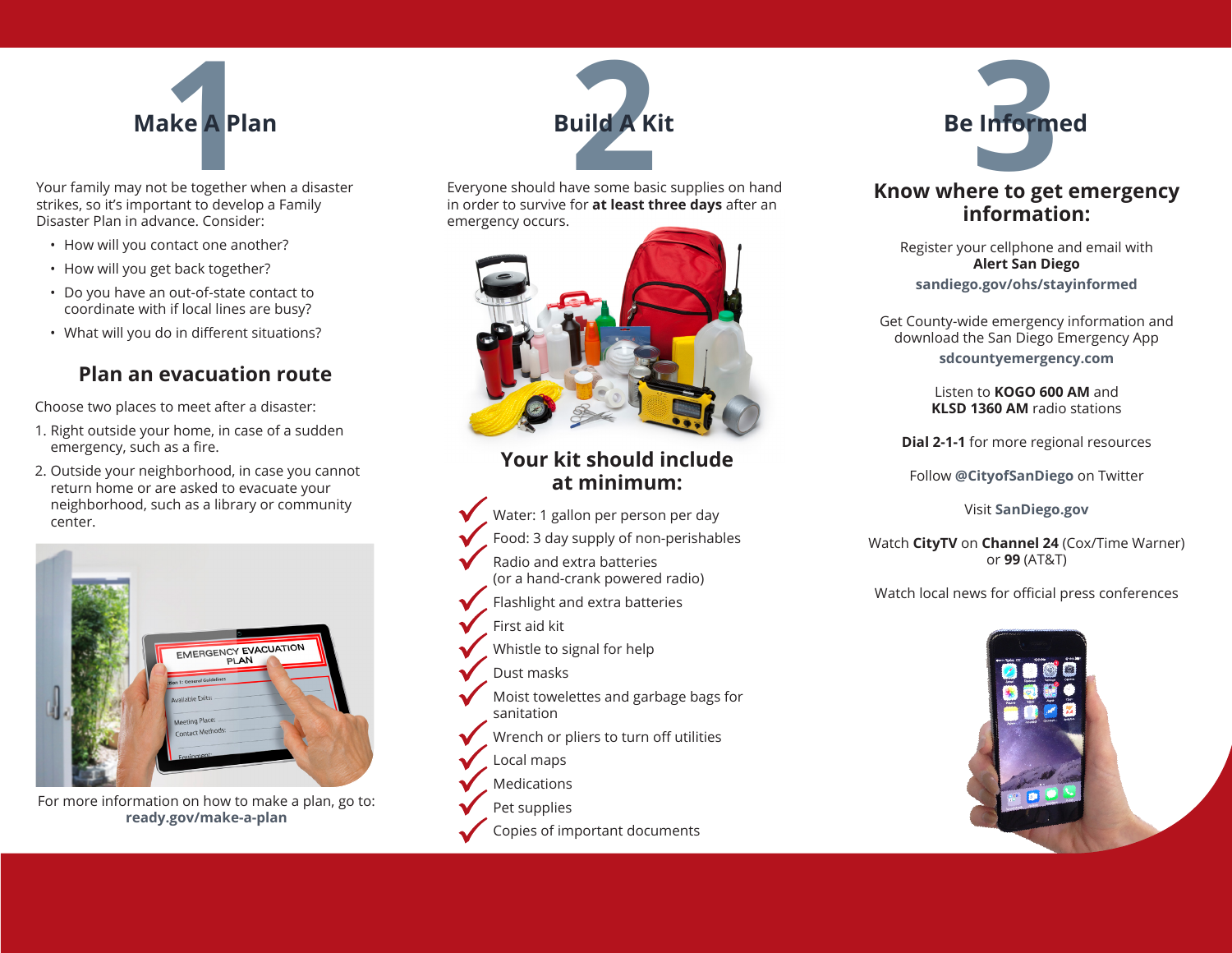## 1 Make A Plan

Your family may not be together when a disaster strikes, so it's important to develop a Family Disaster Plan in advance. Consider:

- How will you contact one another?
- How will you get back together?
- Do you have an out-of-state contact to coordinate with if local lines are busy?
- What will you do in different situations?

### Plan an evacuation route

Choose two places to meet after a disaster:

1. Right outside your home, in case of a sudden emergency, such as a fire.
2. Outside your neighborhood, in case you cannot return home or are asked to evacuate your neighborhood, such as a library or community center.

For more information on how to make a plan, go to:
**ready.gov/make-a-plan**

## 2 Build A Kit

Everyone should have some basic supplies on hand in order to survive for **at least three days** after an emergency occurs.

### Your kit should include at minimum:

- Water: 1 gallon per person per day
- Food: 3 day supply of non-perishables
- Radio and extra batteries (or a hand-crank powered radio)
- Flashlight and extra batteries
- First aid kit
- Whistle to signal for help
- Dust masks
- Moist towelettes and garbage bags for sanitation
- Wrench or pliers to turn off utilities
- Local maps
- Medications
- Pet supplies
- Copies of important documents

## 3 Be Informed

### Know where to get emergency information:

Register your cellphone and email with **Alert San Diego**
**sandiego.gov/ohs/stayinformed**

Get County-wide emergency information and download the San Diego Emergency App
**sdcountyemergency.com**

Listen to **KOGO 600 AM** and **KLSD 1360 AM** radio stations

**Dial 2-1-1** for more regional resources

Follow **@CityofSanDiego** on Twitter

Visit **SanDiego.gov**

Watch **CityTV** on **Channel 24** (Cox/Time Warner) or **99** (AT&T)

Watch local news for official press conferences